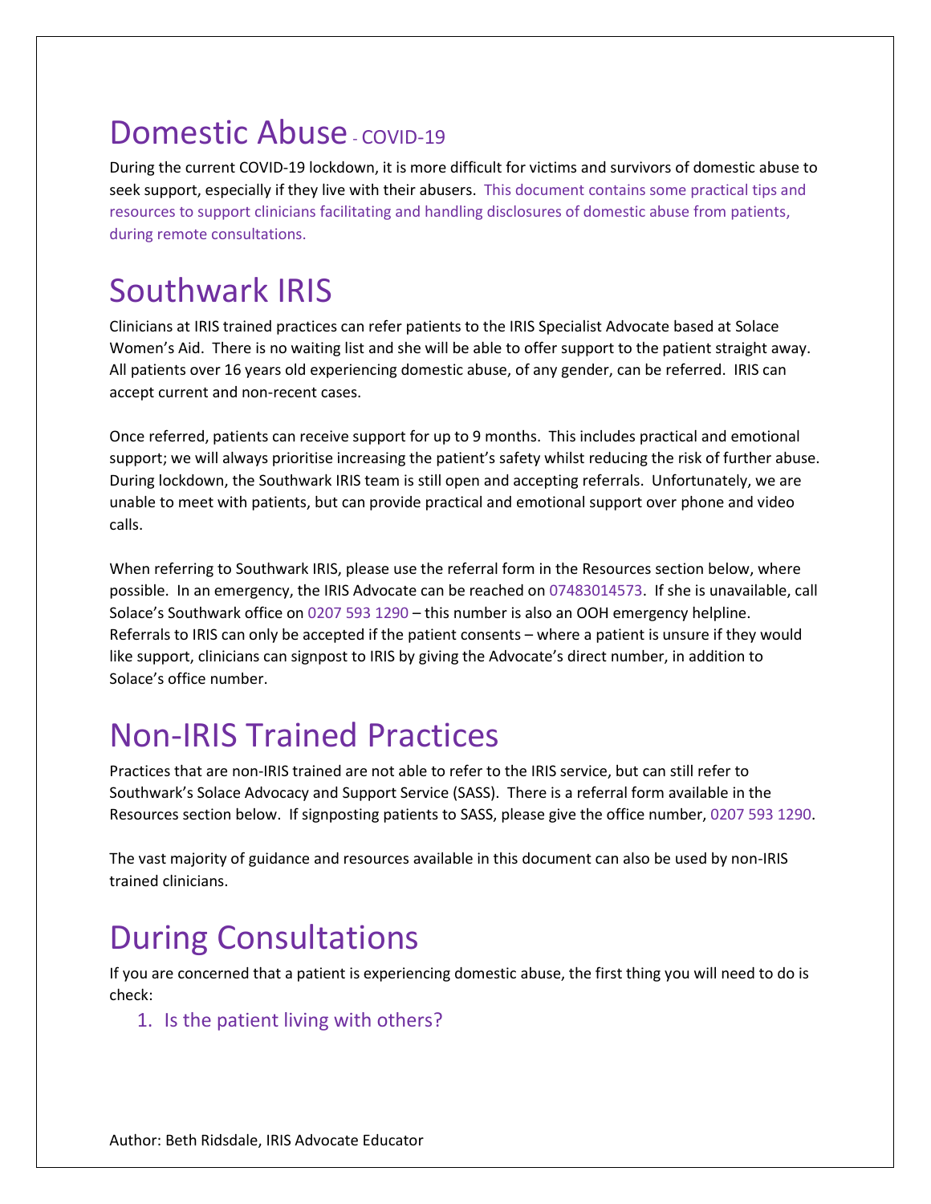# Domestic Abuse - COVID-19

During the current COVID-19 lockdown, it is more difficult for victims and survivors of domestic abuse to seek support, especially if they live with their abusers. This document contains some practical tips and resources to support clinicians facilitating and handling disclosures of domestic abuse from patients, during remote consultations.

# Southwark IRIS

Clinicians at IRIS trained practices can refer patients to the IRIS Specialist Advocate based at Solace Women's Aid. There is no waiting list and she will be able to offer support to the patient straight away. All patients over 16 years old experiencing domestic abuse, of any gender, can be referred. IRIS can accept current and non-recent cases.

Once referred, patients can receive support for up to 9 months. This includes practical and emotional support; we will always prioritise increasing the patient's safety whilst reducing the risk of further abuse. During lockdown, the Southwark IRIS team is still open and accepting referrals. Unfortunately, we are unable to meet with patients, but can provide practical and emotional support over phone and video calls.

When referring to Southwark IRIS, please use the referral form in the Resources section below, where possible. In an emergency, the IRIS Advocate can be reached on 07483014573. If she is unavailable, call Solace's Southwark office on 0207 593 1290 – this number is also an OOH emergency helpline. Referrals to IRIS can only be accepted if the patient consents – where a patient is unsure if they would like support, clinicians can signpost to IRIS by giving the Advocate's direct number, in addition to Solace's office number.

# Non-IRIS Trained Practices

Practices that are non-IRIS trained are not able to refer to the IRIS service, but can still refer to Southwark's Solace Advocacy and Support Service (SASS). There is a referral form available in the Resources section below. If signposting patients to SASS, please give the office number, 0207 593 1290.

The vast majority of guidance and resources available in this document can also be used by non-IRIS trained clinicians.

# During Consultations

If you are concerned that a patient is experiencing domestic abuse, the first thing you will need to do is check:

1. Is the patient living with others?

Author: Beth Ridsdale, IRIS Advocate Educator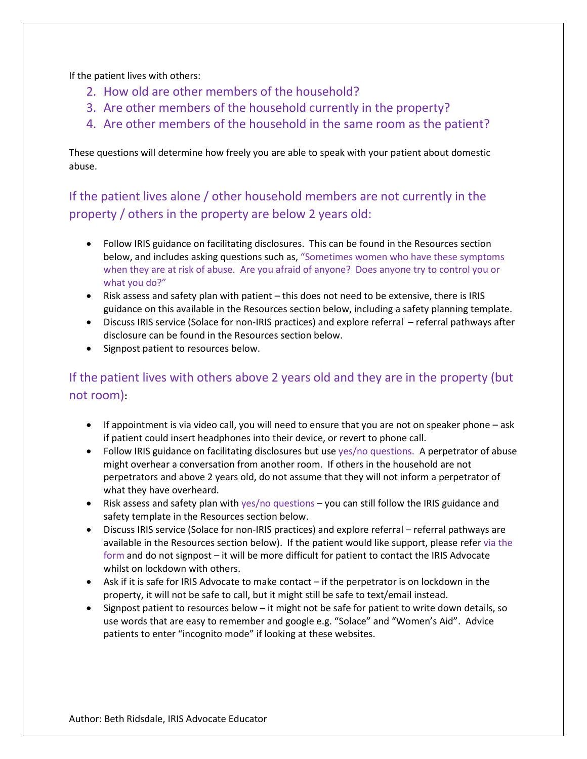If the patient lives with others:

2. How old are other members of the household?
3. Are other members of the household currently in the property?
4. Are other members of the household in the same room as the patient?

These questions will determine how freely you are able to speak with your patient about domestic abuse.

## If the patient lives alone / other household members are not currently in the property / others in the property are below 2 years old:

- Follow IRIS guidance on facilitating disclosures. This can be found in the Resources section below, and includes asking questions such as, “Sometimes women who have these symptoms when they are at risk of abuse. Are you afraid of anyone? Does anyone try to control you or what you do?”
- Risk assess and safety plan with patient – this does not need to be extensive, there is IRIS guidance on this available in the Resources section below, including a safety planning template.
- Discuss IRIS service (Solace for non-IRIS practices) and explore referral – referral pathways after disclosure can be found in the Resources section below.
- Signpost patient to resources below.

## If the patient lives with others above 2 years old and they are in the property (but not room):

- If appointment is via video call, you will need to ensure that you are not on speaker phone – ask if patient could insert headphones into their device, or revert to phone call.
- Follow IRIS guidance on facilitating disclosures but use yes/no questions. A perpetrator of abuse might overhear a conversation from another room. If others in the household are not perpetrators and above 2 years old, do not assume that they will not inform a perpetrator of what they have overheard.
- Risk assess and safety plan with yes/no questions – you can still follow the IRIS guidance and safety template in the Resources section below.
- Discuss IRIS service (Solace for non-IRIS practices) and explore referral – referral pathways are available in the Resources section below). If the patient would like support, please refer via the form and do not signpost – it will be more difficult for patient to contact the IRIS Advocate whilst on lockdown with others.
- Ask if it is safe for IRIS Advocate to make contact – if the perpetrator is on lockdown in the property, it will not be safe to call, but it might still be safe to text/email instead.
- Signpost patient to resources below – it might not be safe for patient to write down details, so use words that are easy to remember and google e.g. “Solace” and “Women’s Aid”. Advice patients to enter “incognito mode” if looking at these websites.

Author: Beth Ridsdale, IRIS Advocate Educator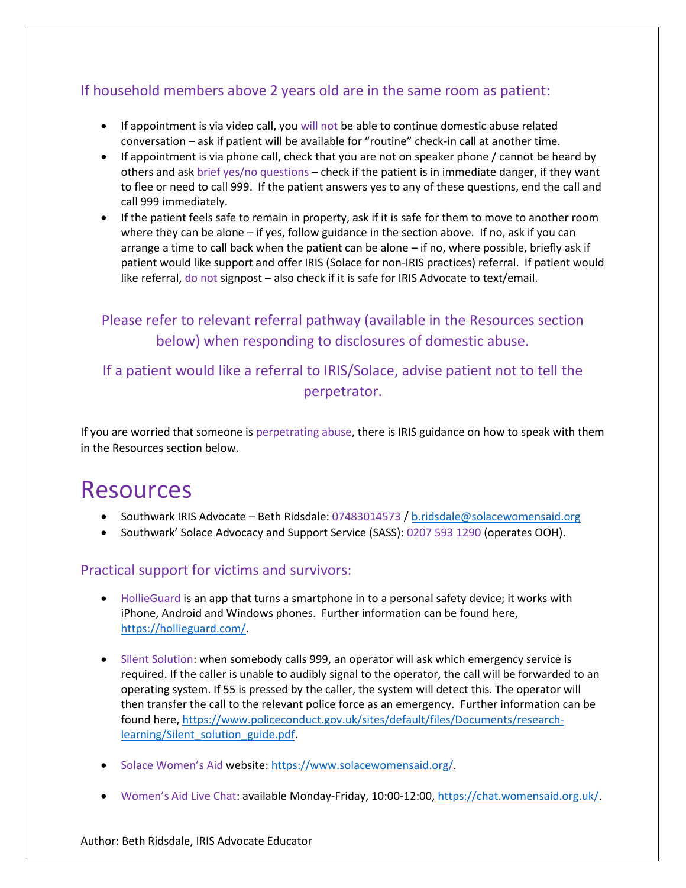### If household members above 2 years old are in the same room as patient:

- If appointment is via video call, you will not be able to continue domestic abuse related conversation – ask if patient will be available for "routine" check-in call at another time.
- If appointment is via phone call, check that you are not on speaker phone / cannot be heard by others and ask brief yes/no questions – check if the patient is in immediate danger, if they want to flee or need to call 999. If the patient answers yes to any of these questions, end the call and call 999 immediately.
- If the patient feels safe to remain in property, ask if it is safe for them to move to another room where they can be alone – if yes, follow guidance in the section above. If no, ask if you can arrange a time to call back when the patient can be alone – if no, where possible, briefly ask if patient would like support and offer IRIS (Solace for non-IRIS practices) referral. If patient would like referral, do not signpost – also check if it is safe for IRIS Advocate to text/email.

Please refer to relevant referral pathway (available in the Resources section below) when responding to disclosures of domestic abuse.

If a patient would like a referral to IRIS/Solace, advise patient not to tell the perpetrator.

If you are worried that someone is perpetrating abuse, there is IRIS guidance on how to speak with them in the Resources section below.

# Resources

- Southwark IRIS Advocate – Beth Ridsdale: 07483014573 / b.ridsdale@solacewomensaid.org
- Southwark' Solace Advocacy and Support Service (SASS): 0207 593 1290 (operates OOH).

### Practical support for victims and survivors:

- HollieGuard is an app that turns a smartphone in to a personal safety device; it works with iPhone, Android and Windows phones. Further information can be found here, https://hollieguard.com/.

- Silent Solution: when somebody calls 999, an operator will ask which emergency service is required. If the caller is unable to audibly signal to the operator, the call will be forwarded to an operating system. If 55 is pressed by the caller, the system will detect this. The operator will then transfer the call to the relevant police force as an emergency. Further information can be found here, https://www.policeconduct.gov.uk/sites/default/files/Documents/research-learning/Silent_solution_guide.pdf.

- Solace Women's Aid website: https://www.solacewomensaid.org/.

- Women's Aid Live Chat: available Monday-Friday, 10:00-12:00, https://chat.womensaid.org.uk/.

Author: Beth Ridsdale, IRIS Advocate Educator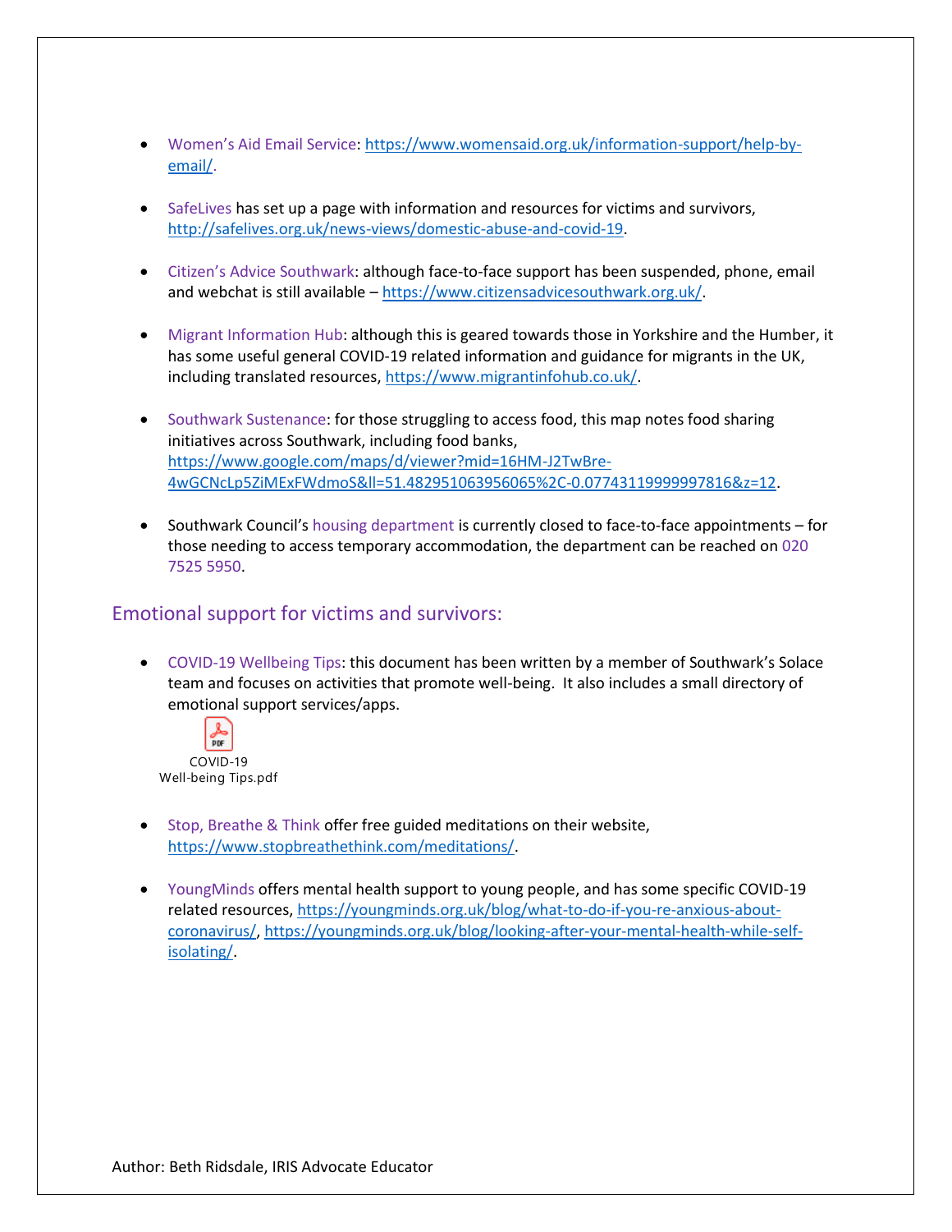- Women's Aid Email Service: https://www.womensaid.org.uk/information-support/help-by-email/.

- SafeLives has set up a page with information and resources for victims and survivors, http://safelives.org.uk/news-views/domestic-abuse-and-covid-19.

- Citizen's Advice Southwark: although face-to-face support has been suspended, phone, email and webchat is still available – https://www.citizensadvicesouthwark.org.uk/.

- Migrant Information Hub: although this is geared towards those in Yorkshire and the Humber, it has some useful general COVID-19 related information and guidance for migrants in the UK, including translated resources, https://www.migrantinfohub.co.uk/.

- Southwark Sustenance: for those struggling to access food, this map notes food sharing initiatives across Southwark, including food banks, https://www.google.com/maps/d/viewer?mid=16HM-J2TwBre-4wGCNcLp5ZiMExFWdmoS&ll=51.482951063956065%2C-0.07743119999997816&z=12.

- Southwark Council's housing department is currently closed to face-to-face appointments – for those needing to access temporary accommodation, the department can be reached on 020 7525 5950.

## Emotional support for victims and survivors:

- COVID-19 Wellbeing Tips: this document has been written by a member of Southwark's Solace team and focuses on activities that promote well-being. It also includes a small directory of emotional support services/apps.

  COVID-19 Well-being Tips.pdf

- Stop, Breathe & Think offer free guided meditations on their website, https://www.stopbreathethink.com/meditations/.

- YoungMinds offers mental health support to young people, and has some specific COVID-19 related resources, https://youngminds.org.uk/blog/what-to-do-if-you-re-anxious-about-coronavirus/, https://youngminds.org.uk/blog/looking-after-your-mental-health-while-self-isolating/.

Author: Beth Ridsdale, IRIS Advocate Educator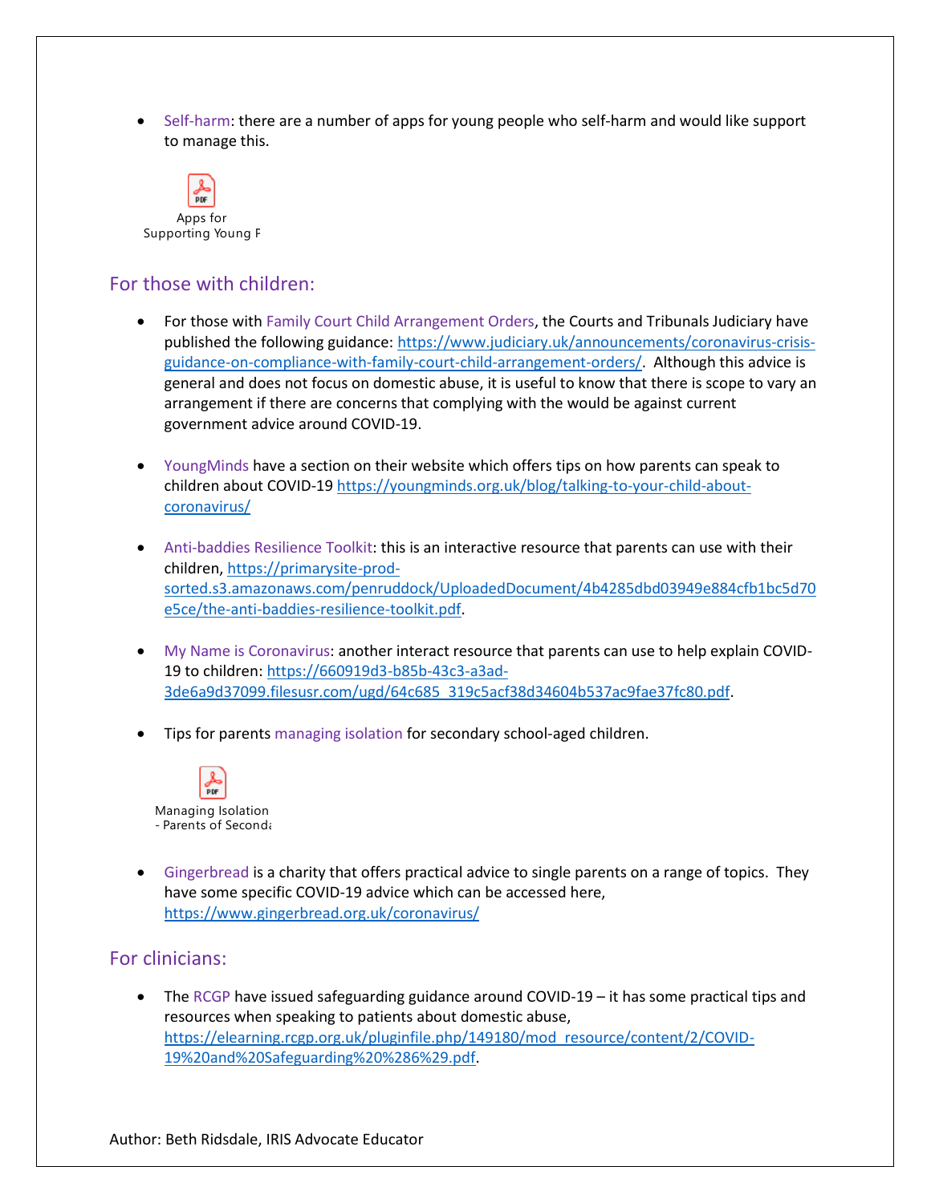- Self-harm: there are a number of apps for young people who self-harm and would like support to manage this.

Apps for Supporting Young P

## For those with children:

- For those with Family Court Child Arrangement Orders, the Courts and Tribunals Judiciary have published the following guidance: https://www.judiciary.uk/announcements/coronavirus-crisis-guidance-on-compliance-with-family-court-child-arrangement-orders/. Although this advice is general and does not focus on domestic abuse, it is useful to know that there is scope to vary an arrangement if there are concerns that complying with the would be against current government advice around COVID-19.

- YoungMinds have a section on their website which offers tips on how parents can speak to children about COVID-19 https://youngminds.org.uk/blog/talking-to-your-child-about-coronavirus/

- Anti-baddies Resilience Toolkit: this is an interactive resource that parents can use with their children, https://primarysite-prod-sorted.s3.amazonaws.com/penruddock/UploadedDocument/4b4285dbd03949e884cfb1bc5d70e5ce/the-anti-baddies-resilience-toolkit.pdf.

- My Name is Coronavirus: another interact resource that parents can use to help explain COVID-19 to children: https://660919d3-b85b-43c3-a3ad-3de6a9d37099.filesusr.com/ugd/64c685_319c5acf38d34604b537ac9fae37fc80.pdf.

- Tips for parents managing isolation for secondary school-aged children.

Managing Isolation - Parents of Second

- Gingerbread is a charity that offers practical advice to single parents on a range of topics. They have some specific COVID-19 advice which can be accessed here, https://www.gingerbread.org.uk/coronavirus/

## For clinicians:

- The RCGP have issued safeguarding guidance around COVID-19 – it has some practical tips and resources when speaking to patients about domestic abuse, https://elearning.rcgp.org.uk/pluginfile.php/149180/mod_resource/content/2/COVID-19%20and%20Safeguarding%20%286%29.pdf.

Author: Beth Ridsdale, IRIS Advocate Educator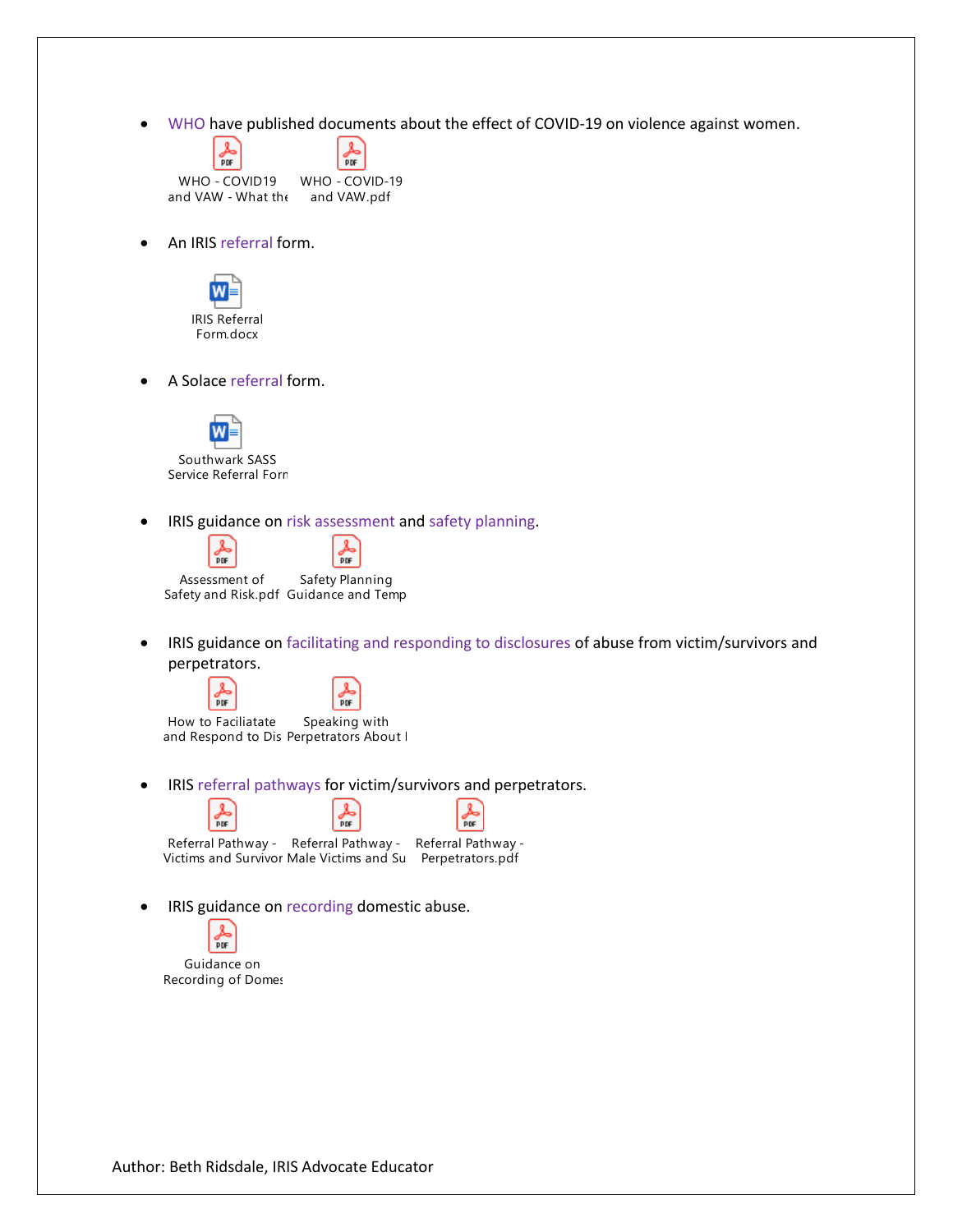- WHO have published documents about the effect of COVID-19 on violence against women.

  WHO - COVID19 and VAW - What the

  WHO - COVID-19 and VAW.pdf

- An IRIS referral form.

  IRIS Referral Form.docx

- A Solace referral form.

  Southwark SASS Service Referral Forn

- IRIS guidance on risk assessment and safety planning.

  Assessment of Safety and Risk.pdf

  Safety Planning Guidance and Temp

- IRIS guidance on facilitating and responding to disclosures of abuse from victim/survivors and perpetrators.

  How to Faciliatate and Respond to Dis

  Speaking with Perpetrators About I

- IRIS referral pathways for victim/survivors and perpetrators.

  Referral Pathway - Victims and Survivor

  Referral Pathway - Male Victims and Su

  Referral Pathway - Perpetrators.pdf

- IRIS guidance on recording domestic abuse.

  Guidance on Recording of Domes

Author: Beth Ridsdale, IRIS Advocate Educator